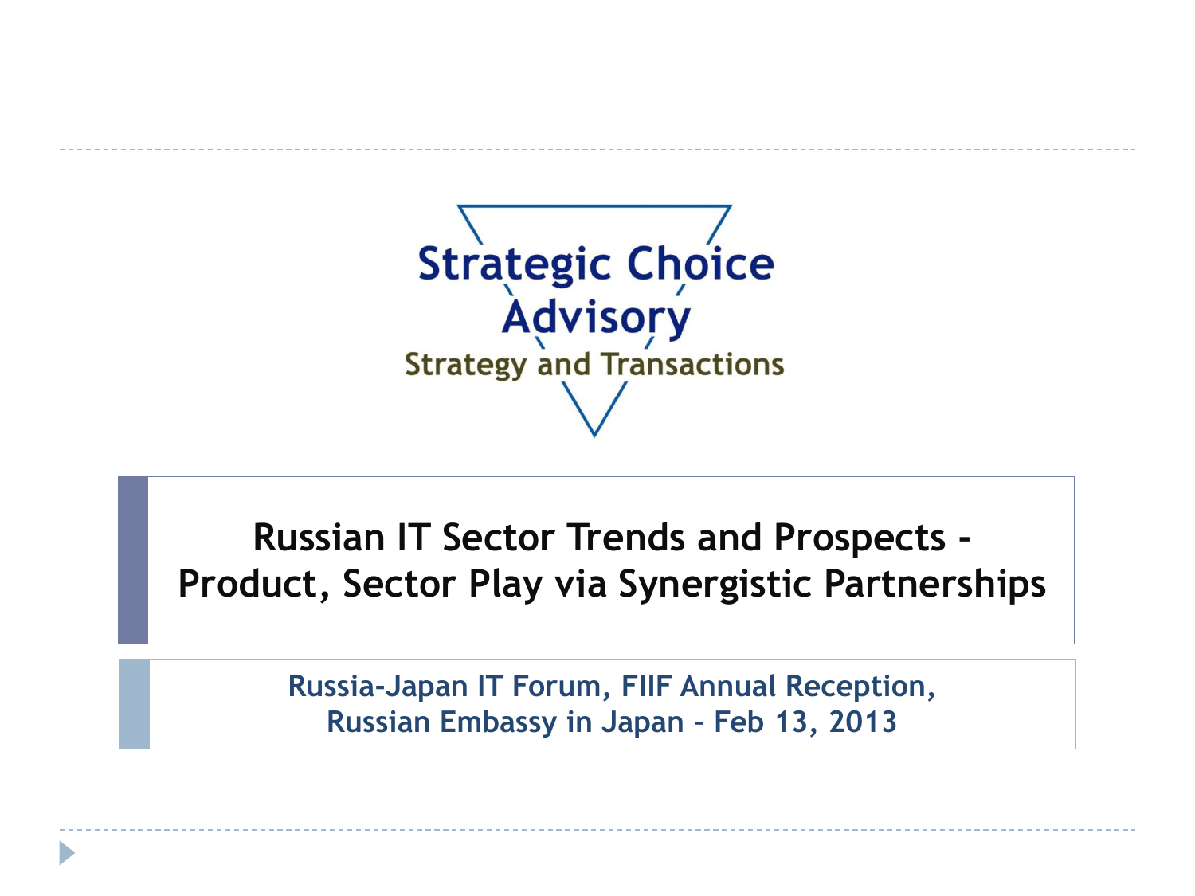Strategic Choice Advisory

Strategy and Transactions

# Russian IT Sector Trends and Prospects - Product, Sector Play via Synergistic Partnerships

**Russia-Japan IT Forum, FIIF Annual Reception, Russian Embassy in Japan – Feb 13, 2013**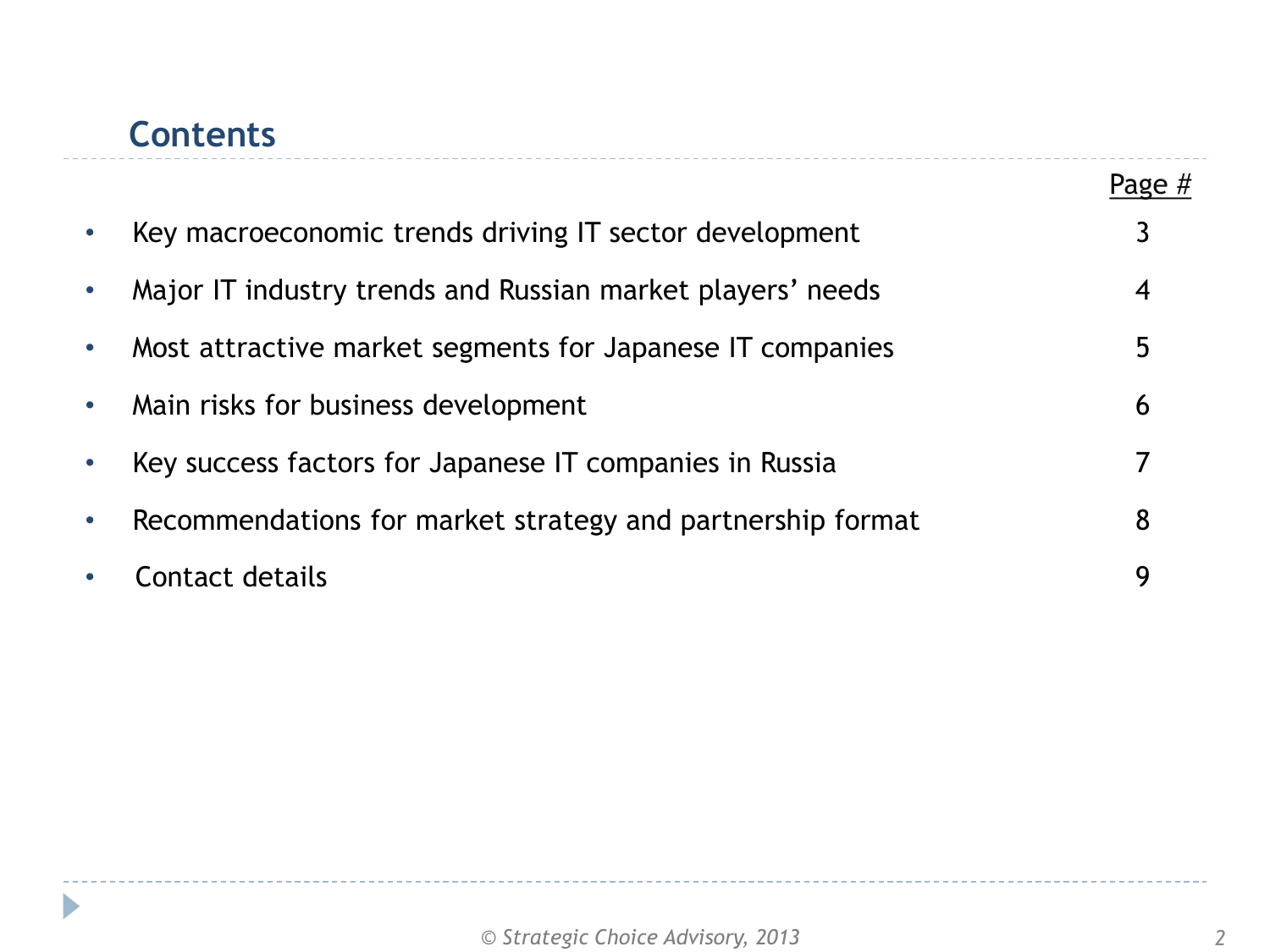## Contents

| | Page # |
|---|---|
| Key macroeconomic trends driving IT sector development | 3 |
| Major IT industry trends and Russian market players' needs | 4 |
| Most attractive market segments for Japanese IT companies | 5 |
| Main risks for business development | 6 |
| Key success factors for Japanese IT companies in Russia | 7 |
| Recommendations for market strategy and partnership format | 8 |
| Contact details | 9 |

© Strategic Choice Advisory, 2013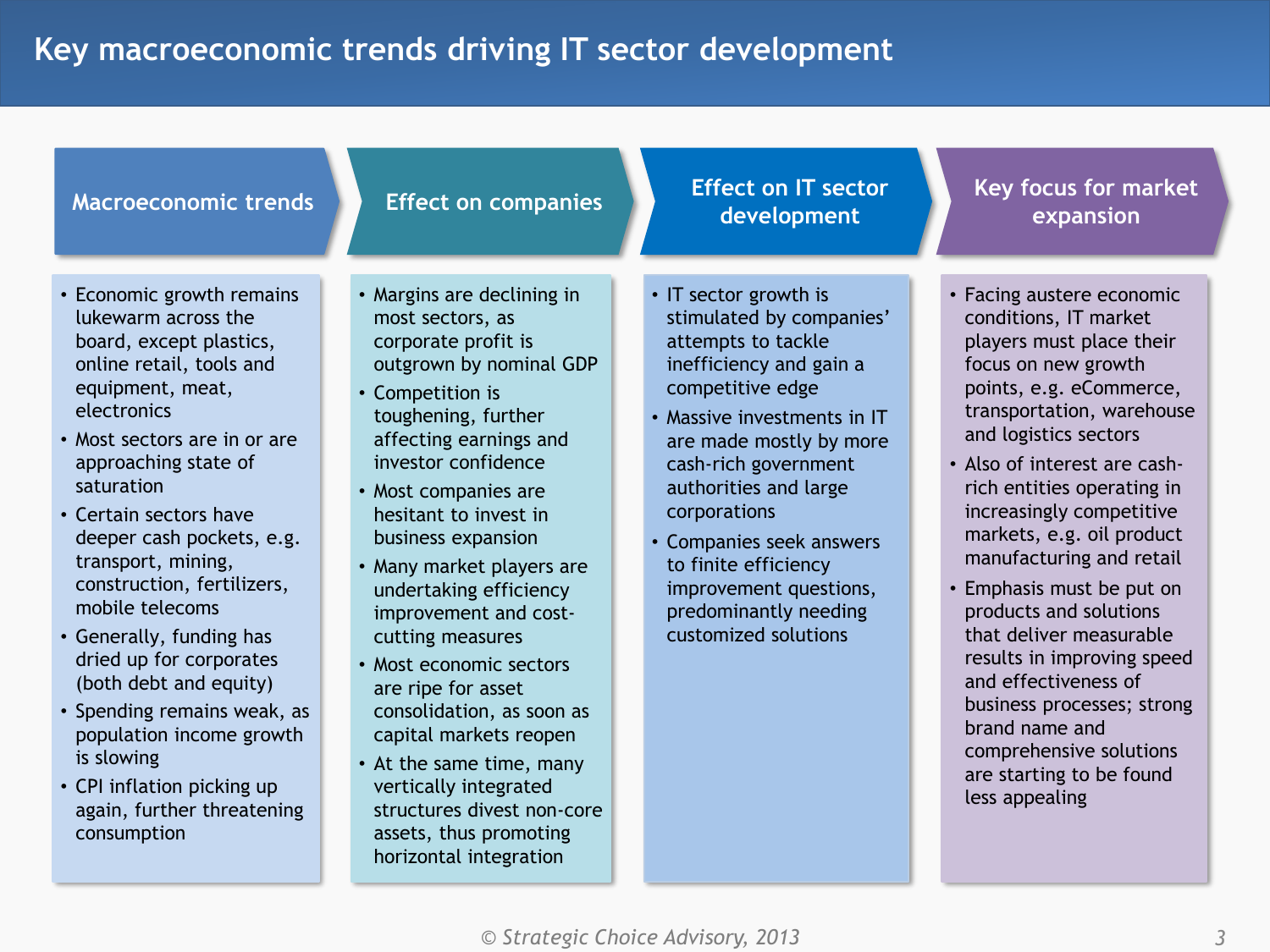# Key macroeconomic trends driving IT sector development

## Macroeconomic trends

- Economic growth remains lukewarm across the board, except plastics, online retail, tools and equipment, meat, electronics
- Most sectors are in or are approaching state of saturation
- Certain sectors have deeper cash pockets, e.g. transport, mining, construction, fertilizers, mobile telecoms
- Generally, funding has dried up for corporates (both debt and equity)
- Spending remains weak, as population income growth is slowing
- CPI inflation picking up again, further threatening consumption

## Effect on companies

- Margins are declining in most sectors, as corporate profit is outgrown by nominal GDP
- Competition is toughening, further affecting earnings and investor confidence
- Most companies are hesitant to invest in business expansion
- Many market players are undertaking efficiency improvement and cost-cutting measures
- Most economic sectors are ripe for asset consolidation, as soon as capital markets reopen
- At the same time, many vertically integrated structures divest non-core assets, thus promoting horizontal integration

## Effect on IT sector development

- IT sector growth is stimulated by companies' attempts to tackle inefficiency and gain a competitive edge
- Massive investments in IT are made mostly by more cash-rich government authorities and large corporations
- Companies seek answers to finite efficiency improvement questions, predominantly needing customized solutions

## Key focus for market expansion

- Facing austere economic conditions, IT market players must place their focus on new growth points, e.g. eCommerce, transportation, warehouse and logistics sectors
- Also of interest are cash-rich entities operating in increasingly competitive markets, e.g. oil product manufacturing and retail
- Emphasis must be put on products and solutions that deliver measurable results in improving speed and effectiveness of business processes; strong brand name and comprehensive solutions are starting to be found less appealing

*© Strategic Choice Advisory, 2013*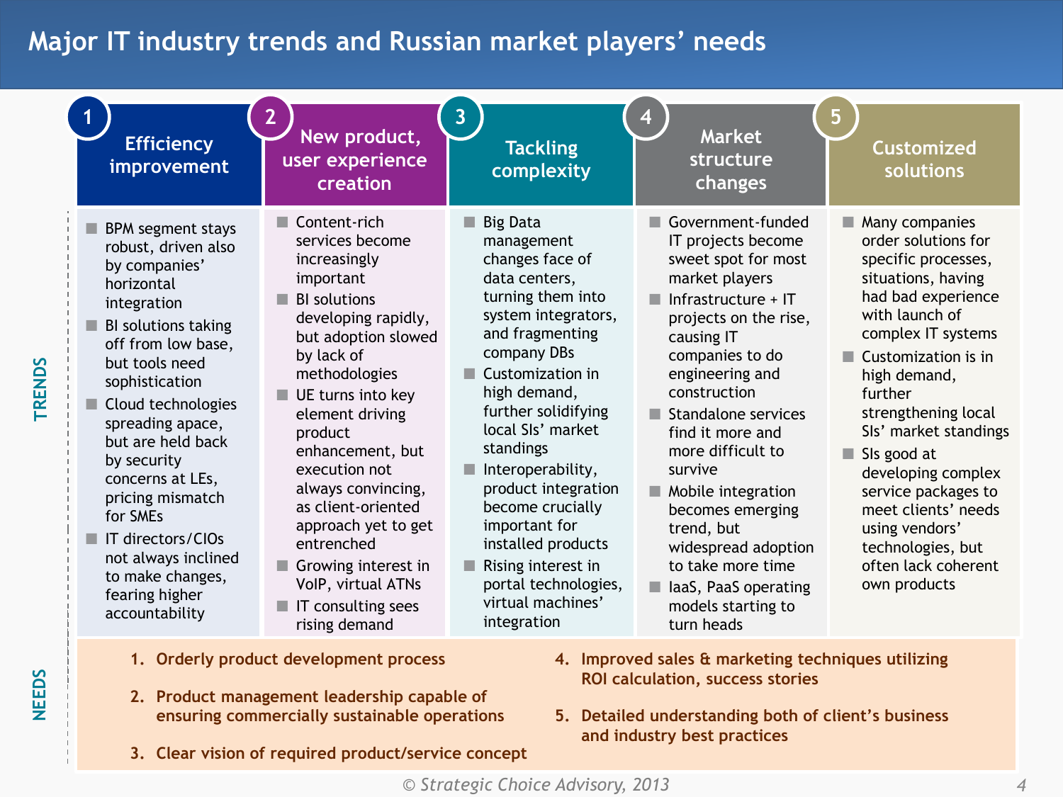# Major IT industry trends and Russian market players' needs

## TRENDS

### 1. Efficiency improvement

- BPM segment stays robust, driven also by companies' horizontal integration
- BI solutions taking off from low base, but tools need sophistication
- Cloud technologies spreading apace, but are held back by security concerns at LEs, pricing mismatch for SMEs
- IT directors/CIOs not always inclined to make changes, fearing higher accountability

### 2. New product, user experience creation

- Content-rich services become increasingly important
- BI solutions developing rapidly, but adoption slowed by lack of methodologies
- UE turns into key element driving product enhancement, but execution not always convincing, as client-oriented approach yet to get entrenched
- Growing interest in VoIP, virtual ATNs
- IT consulting sees rising demand

### 3. Tackling complexity

- Big Data management changes face of data centers, turning them into system integrators, and fragmenting company DBs
- Customization in high demand, further solidifying local SIs' market standings
- Interoperability, product integration become crucially important for installed products
- Rising interest in portal technologies, virtual machines' integration

### 4. Market structure changes

- Government-funded IT projects become sweet spot for most market players
- Infrastructure + IT projects on the rise, causing IT companies to do engineering and construction
- Standalone services find it more and more difficult to survive
- Mobile integration becomes emerging trend, but widespread adoption to take more time
- IaaS, PaaS operating models starting to turn heads

### 5. Customized solutions

- Many companies order solutions for specific processes, situations, having had bad experience with launch of complex IT systems
- Customization is in high demand, further strengthening local SIs' market standings
- SIs good at developing complex service packages to meet clients' needs using vendors' technologies, but often lack coherent own products

## NEEDS

1. **Orderly product development process**
2. **Product management leadership capable of ensuring commercially sustainable operations**
3. **Clear vision of required product/service concept**
4. **Improved sales & marketing techniques utilizing ROI calculation, success stories**
5. **Detailed understanding both of client's business and industry best practices**

*© Strategic Choice Advisory, 2013*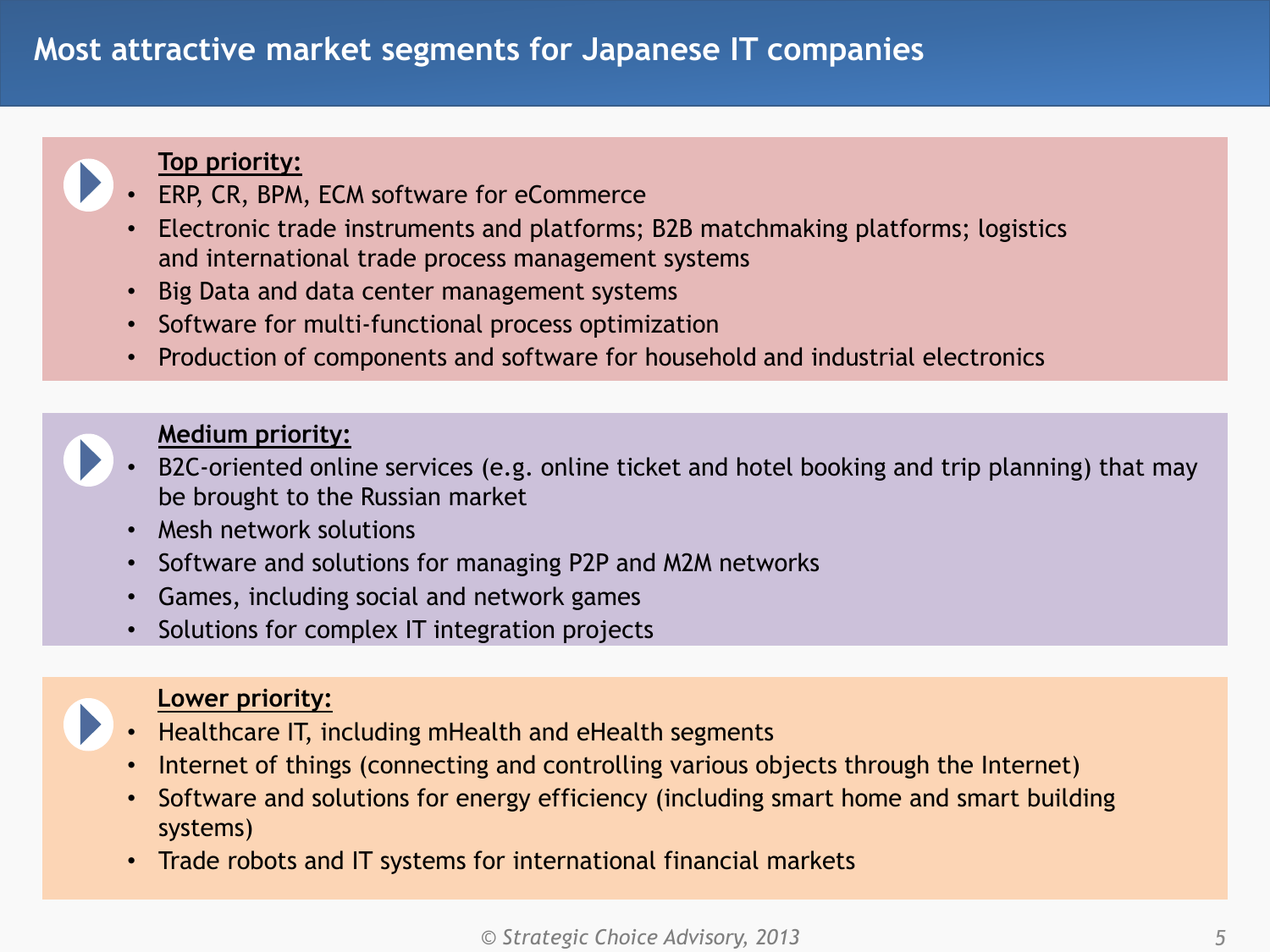# Most attractive market segments for Japanese IT companies

**Top priority:**

- ERP, CR, BPM, ECM software for eCommerce
- Electronic trade instruments and platforms; B2B matchmaking platforms; logistics and international trade process management systems
- Big Data and data center management systems
- Software for multi-functional process optimization
- Production of components and software for household and industrial electronics

**Medium priority:**

- B2C-oriented online services (e.g. online ticket and hotel booking and trip planning) that may be brought to the Russian market
- Mesh network solutions
- Software and solutions for managing P2P and M2M networks
- Games, including social and network games
- Solutions for complex IT integration projects

**Lower priority:**

- Healthcare IT, including mHealth and eHealth segments
- Internet of things (connecting and controlling various objects through the Internet)
- Software and solutions for energy efficiency (including smart home and smart building systems)
- Trade robots and IT systems for international financial markets

*© Strategic Choice Advisory, 2013*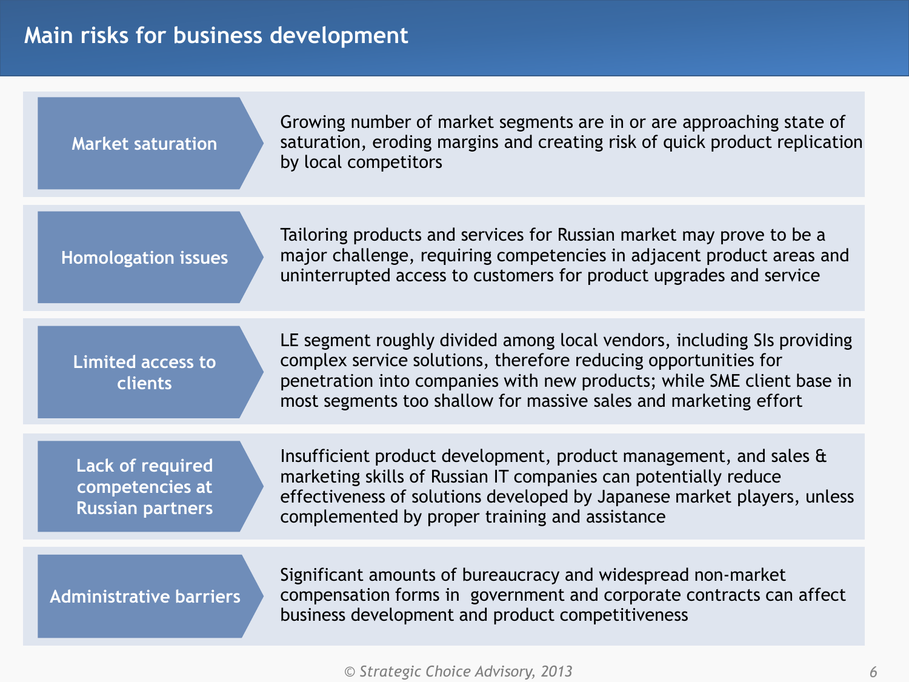# Main risks for business development

**Market saturation**

Growing number of market segments are in or are approaching state of saturation, eroding margins and creating risk of quick product replication by local competitors

**Homologation issues**

Tailoring products and services for Russian market may prove to be a major challenge, requiring competencies in adjacent product areas and uninterrupted access to customers for product upgrades and service

**Limited access to clients**

LE segment roughly divided among local vendors, including SIs providing complex service solutions, therefore reducing opportunities for penetration into companies with new products; while SME client base in most segments too shallow for massive sales and marketing effort

**Lack of required competencies at Russian partners**

Insufficient product development, product management, and sales & marketing skills of Russian IT companies can potentially reduce effectiveness of solutions developed by Japanese market players, unless complemented by proper training and assistance

**Administrative barriers**

Significant amounts of bureaucracy and widespread non-market compensation forms in government and corporate contracts can affect business development and product competitiveness

© Strategic Choice Advisory, 2013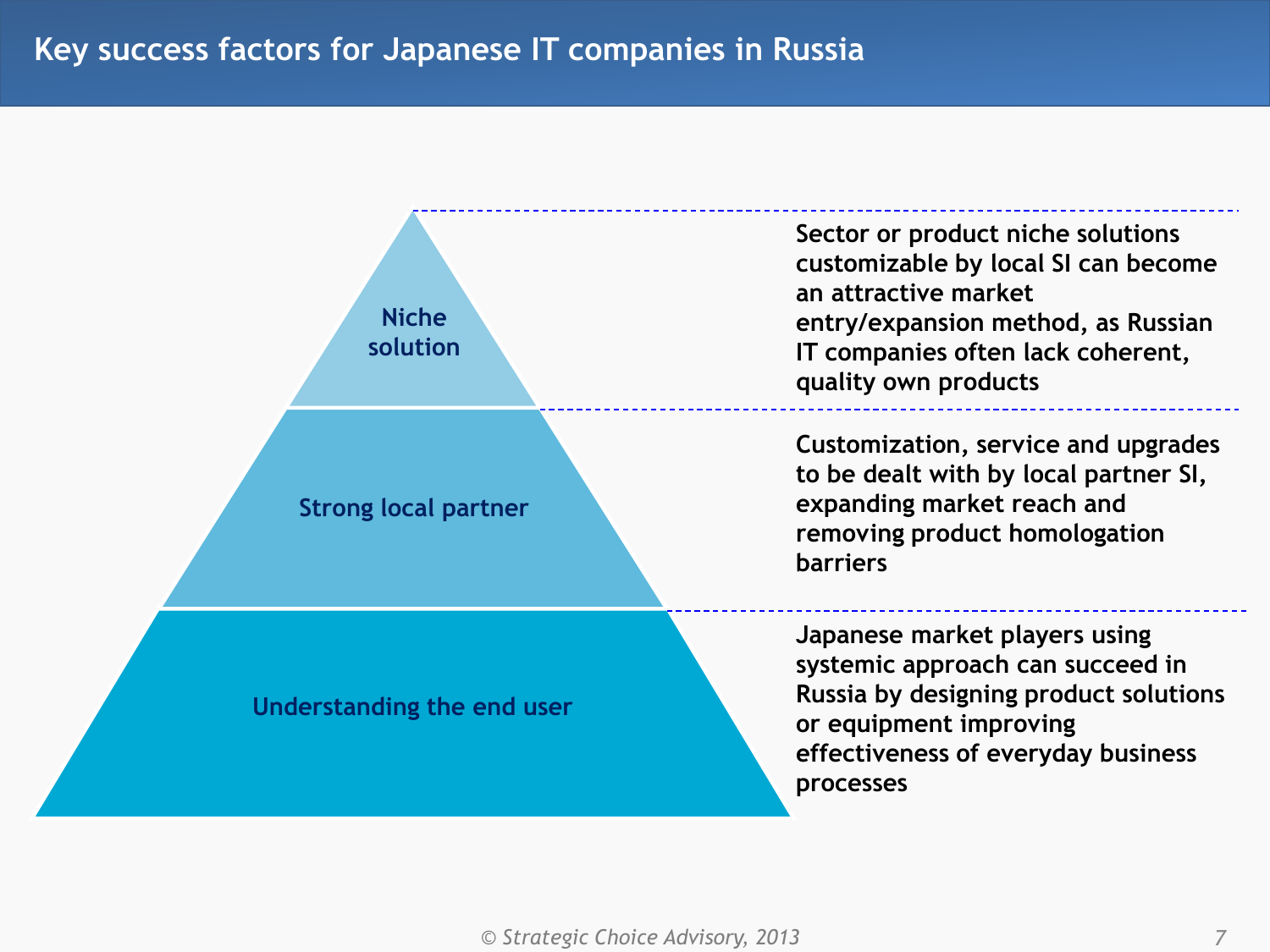# Key success factors for Japanese IT companies in Russia

| Factor | Description |
| --- | --- |
| Niche solution | Sector or product niche solutions customizable by local SI can become an attractive market entry/expansion method, as Russian IT companies often lack coherent, quality own products |
| Strong local partner | Customization, service and upgrades to be dealt with by local partner SI, expanding market reach and removing product homologation barriers |
| Understanding the end user | Japanese market players using systemic approach can succeed in Russia by designing product solutions or equipment improving effectiveness of everyday business processes |

© Strategic Choice Advisory, 2013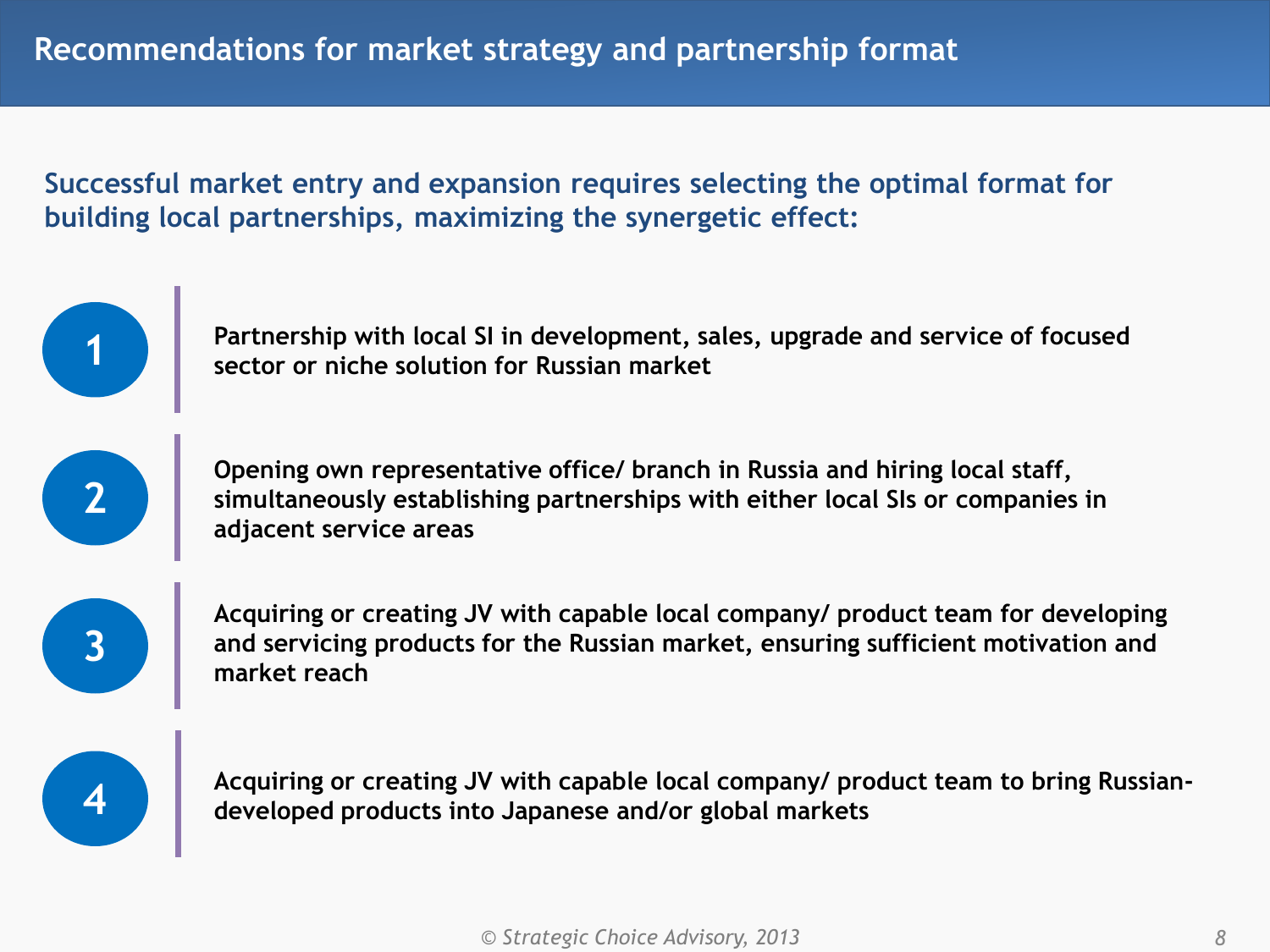# Recommendations for market strategy and partnership format

**Successful market entry and expansion requires selecting the optimal format for building local partnerships, maximizing the synergetic effect:**

1. **Partnership with local SI in development, sales, upgrade and service of focused sector or niche solution for Russian market**

2. **Opening own representative office/ branch in Russia and hiring local staff, simultaneously establishing partnerships with either local SIs or companies in adjacent service areas**

3. **Acquiring or creating JV with capable local company/ product team for developing and servicing products for the Russian market, ensuring sufficient motivation and market reach**

4. **Acquiring or creating JV with capable local company/ product team to bring Russian-developed products into Japanese and/or global markets**

*© Strategic Choice Advisory, 2013*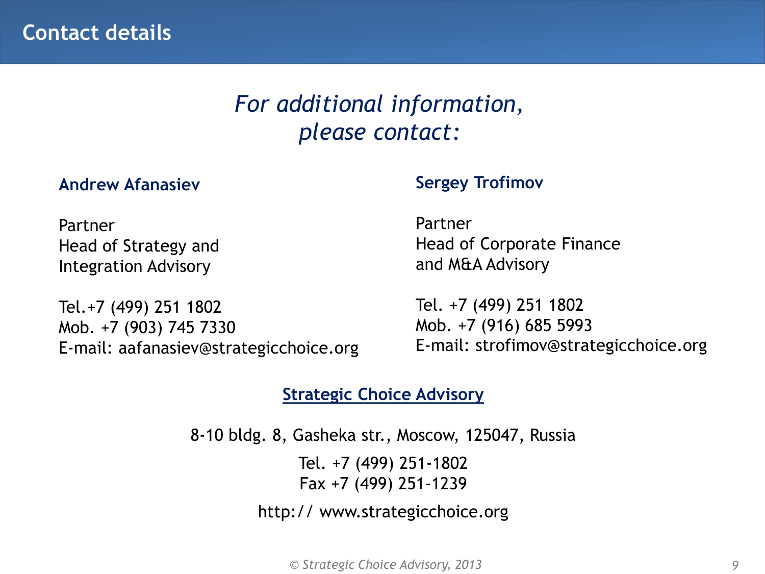# Contact details

*For additional information, please contact:*

**Andrew Afanasiev**

Partner
Head of Strategy and Integration Advisory

Tel.+7 (499) 251 1802
Mob. +7 (903) 745 7330
E-mail: aafanasiev@strategicchoice.org

**Sergey Trofimov**

Partner
Head of Corporate Finance and M&A Advisory

Tel. +7 (499) 251 1802
Mob. +7 (916) 685 5993
E-mail: strofimov@strategicchoice.org

**Strategic Choice Advisory**

8-10 bldg. 8, Gasheka str., Moscow, 125047, Russia

Tel. +7 (499) 251-1802
Fax +7 (499) 251-1239

http:// www.strategicchoice.org

*© Strategic Choice Advisory, 2013*